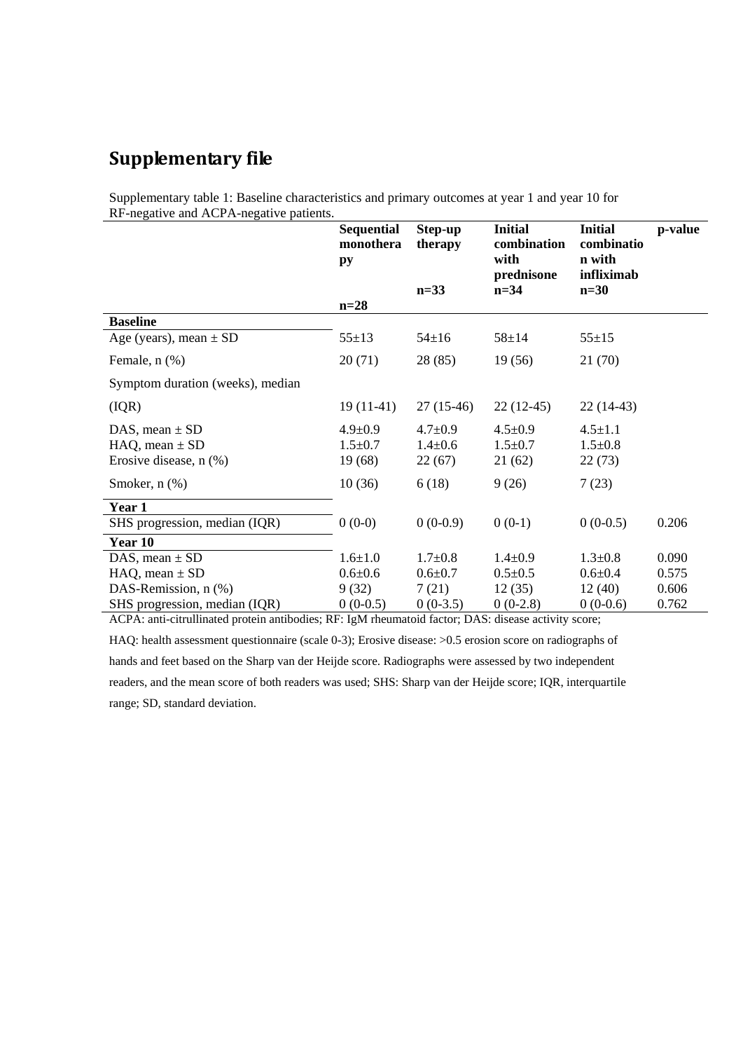# Supplementary file

Supplementary table 1: Baseline characteristics and primary outcomes at year 1 and year 10 for RF-negative and ACPA-negative patients.

| | Sequential monotherapy n=28 | Step-up therapy n=33 | Initial combination with prednisone n=34 | Initial combination with infliximab n=30 | p-value |
|---|---|---|---|---|---|
| **Baseline** | | | | | |
| Age (years), mean ± SD | 55±13 | 54±16 | 58±14 | 55±15 | |
| Female, n (%) | 20 (71) | 28 (85) | 19 (56) | 21 (70) | |
| Symptom duration (weeks), median (IQR) | 19 (11-41) | 27 (15-46) | 22 (12-45) | 22 (14-43) | |
| DAS, mean ± SD | 4.9±0.9 | 4.7±0.9 | 4.5±0.9 | 4.5±1.1 | |
| HAQ, mean ± SD | 1.5±0.7 | 1.4±0.6 | 1.5±0.7 | 1.5±0.8 | |
| Erosive disease, n (%) | 19 (68) | 22 (67) | 21 (62) | 22 (73) | |
| Smoker, n (%) | 10 (36) | 6 (18) | 9 (26) | 7 (23) | |
| **Year 1** | | | | | |
| SHS progression, median (IQR) | 0 (0-0) | 0 (0-0.9) | 0 (0-1) | 0 (0-0.5) | 0.206 |
| **Year 10** | | | | | |
| DAS, mean ± SD | 1.6±1.0 | 1.7±0.8 | 1.4±0.9 | 1.3±0.8 | 0.090 |
| HAQ, mean ± SD | 0.6±0.6 | 0.6±0.7 | 0.5±0.5 | 0.6±0.4 | 0.575 |
| DAS-Remission, n (%) | 9 (32) | 7 (21) | 12 (35) | 12 (40) | 0.606 |
| SHS progression, median (IQR) | 0 (0-0.5) | 0 (0-3.5) | 0 (0-2.8) | 0 (0-0.6) | 0.762 |

ACPA: anti-citrullinated protein antibodies; RF: IgM rheumatoid factor; DAS: disease activity score; HAQ: health assessment questionnaire (scale 0-3); Erosive disease: >0.5 erosion score on radiographs of hands and feet based on the Sharp van der Heijde score. Radiographs were assessed by two independent readers, and the mean score of both readers was used; SHS: Sharp van der Heijde score; IQR, interquartile range; SD, standard deviation.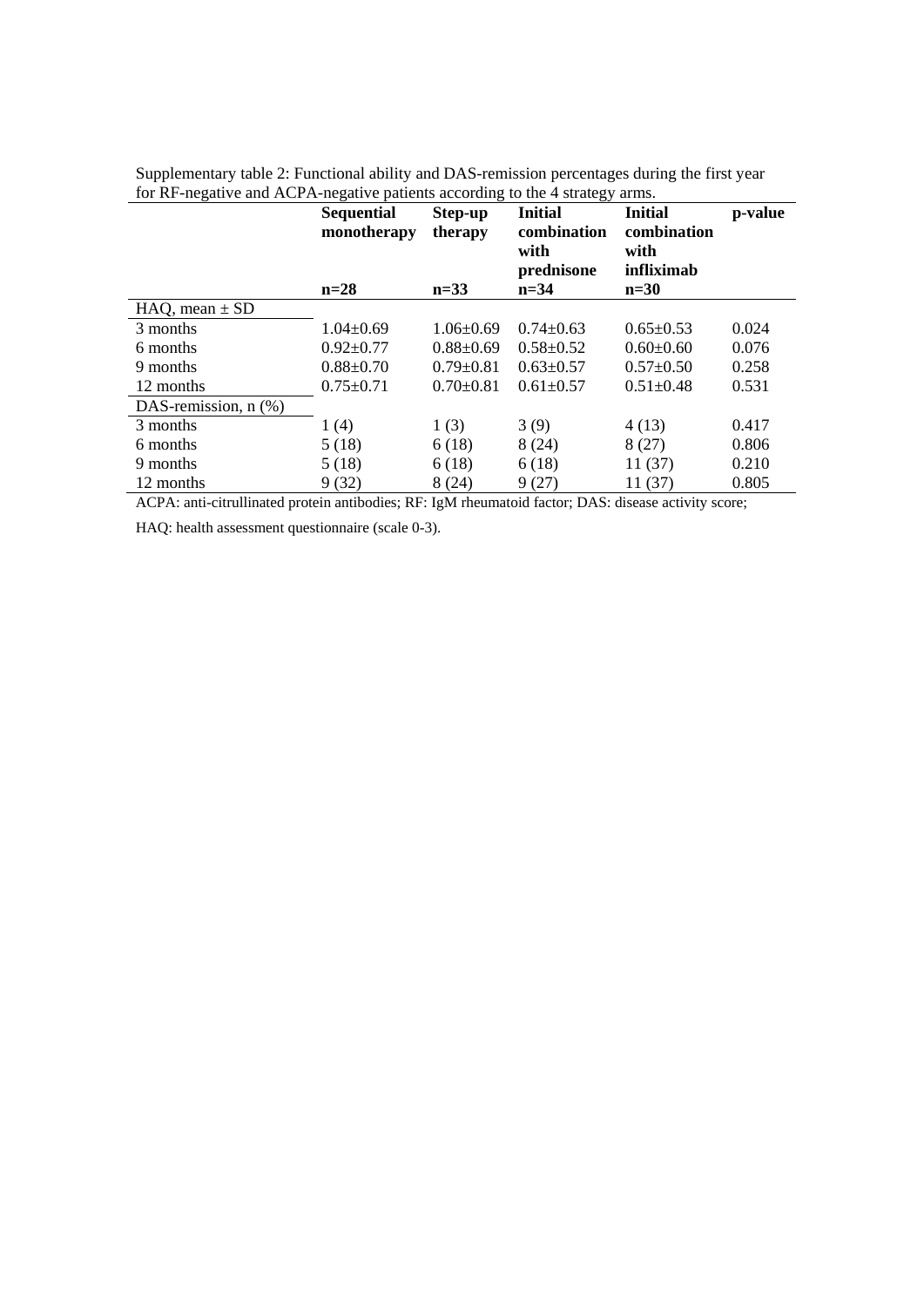Supplementary table 2: Functional ability and DAS-remission percentages during the first year for RF-negative and ACPA-negative patients according to the 4 strategy arms.

| | Sequential monotherapy n=28 | Step-up therapy n=33 | Initial combination with prednisone n=34 | Initial combination with infliximab n=30 | p-value |
|---|---|---|---|---|---|
| HAQ, mean ± SD | | | | | |
| 3 months | 1.04±0.69 | 1.06±0.69 | 0.74±0.63 | 0.65±0.53 | 0.024 |
| 6 months | 0.92±0.77 | 0.88±0.69 | 0.58±0.52 | 0.60±0.60 | 0.076 |
| 9 months | 0.88±0.70 | 0.79±0.81 | 0.63±0.57 | 0.57±0.50 | 0.258 |
| 12 months | 0.75±0.71 | 0.70±0.81 | 0.61±0.57 | 0.51±0.48 | 0.531 |
| DAS-remission, n (%) | | | | | |
| 3 months | 1 (4) | 1 (3) | 3 (9) | 4 (13) | 0.417 |
| 6 months | 5 (18) | 6 (18) | 8 (24) | 8 (27) | 0.806 |
| 9 months | 5 (18) | 6 (18) | 6 (18) | 11 (37) | 0.210 |
| 12 months | 9 (32) | 8 (24) | 9 (27) | 11 (37) | 0.805 |

ACPA: anti-citrullinated protein antibodies; RF: IgM rheumatoid factor; DAS: disease activity score;

HAQ: health assessment questionnaire (scale 0-3).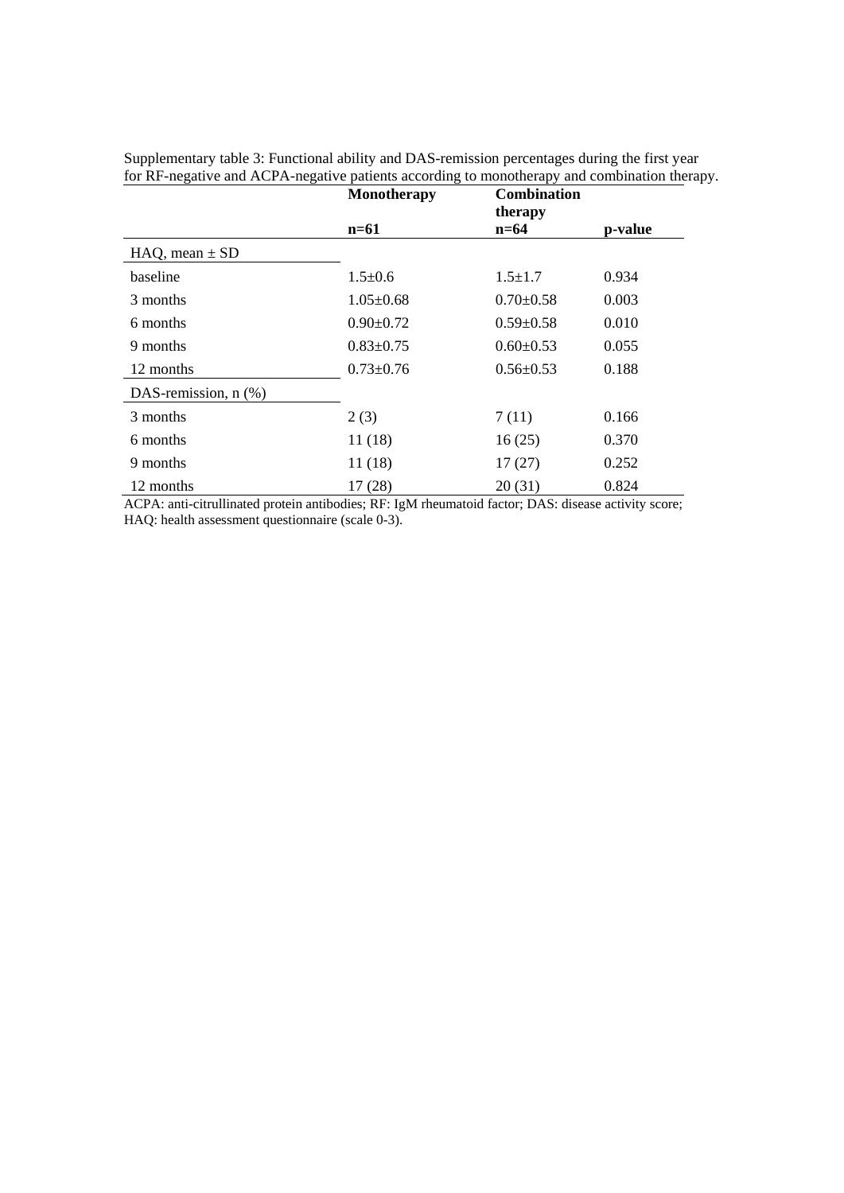Supplementary table 3: Functional ability and DAS-remission percentages during the first year for RF-negative and ACPA-negative patients according to monotherapy and combination therapy.

| | **Monotherapy** n=61 | **Combination therapy** n=64 | **p-value** |
|---|---|---|---|
| HAQ, mean ± SD | | | |
| baseline | 1.5±0.6 | 1.5±1.7 | 0.934 |
| 3 months | 1.05±0.68 | 0.70±0.58 | 0.003 |
| 6 months | 0.90±0.72 | 0.59±0.58 | 0.010 |
| 9 months | 0.83±0.75 | 0.60±0.53 | 0.055 |
| 12 months | 0.73±0.76 | 0.56±0.53 | 0.188 |
| DAS-remission, n (%) | | | |
| 3 months | 2 (3) | 7 (11) | 0.166 |
| 6 months | 11 (18) | 16 (25) | 0.370 |
| 9 months | 11 (18) | 17 (27) | 0.252 |
| 12 months | 17 (28) | 20 (31) | 0.824 |

ACPA: anti-citrullinated protein antibodies; RF: IgM rheumatoid factor; DAS: disease activity score; HAQ: health assessment questionnaire (scale 0-3).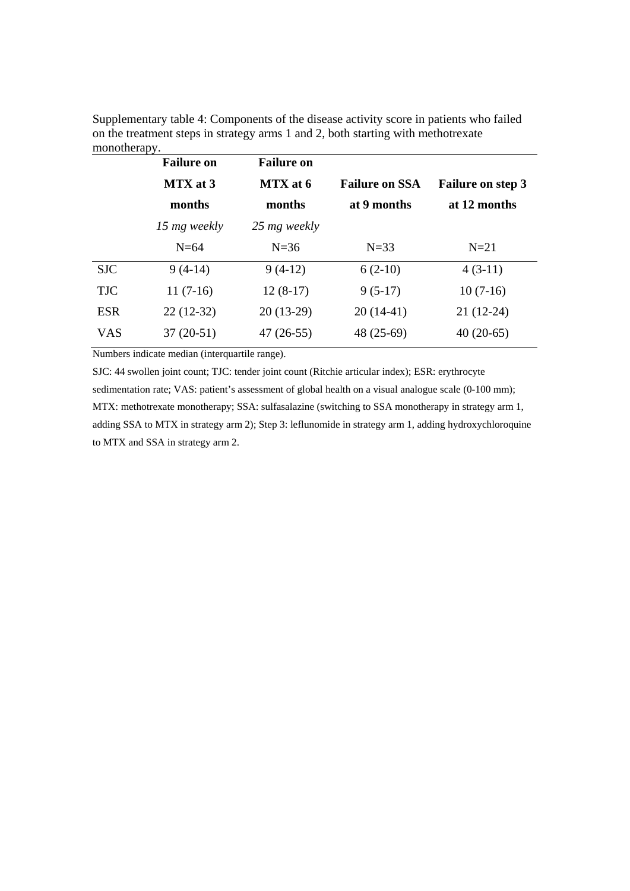Supplementary table 4: Components of the disease activity score in patients who failed on the treatment steps in strategy arms 1 and 2, both starting with methotrexate monotherapy.

| | **Failure on MTX at 3 months** *15 mg weekly* N=64 | **Failure on MTX at 6 months** *25 mg weekly* N=36 | **Failure on SSA at 9 months** N=33 | **Failure on step 3 at 12 months** N=21 |
|---|---|---|---|---|
| SJC | 9 (4-14) | 9 (4-12) | 6 (2-10) | 4 (3-11) |
| TJC | 11 (7-16) | 12 (8-17) | 9 (5-17) | 10 (7-16) |
| ESR | 22 (12-32) | 20 (13-29) | 20 (14-41) | 21 (12-24) |
| VAS | 37 (20-51) | 47 (26-55) | 48 (25-69) | 40 (20-65) |

Numbers indicate median (interquartile range).

SJC: 44 swollen joint count; TJC: tender joint count (Ritchie articular index); ESR: erythrocyte sedimentation rate; VAS: patient's assessment of global health on a visual analogue scale (0-100 mm); MTX: methotrexate monotherapy; SSA: sulfasalazine (switching to SSA monotherapy in strategy arm 1, adding SSA to MTX in strategy arm 2); Step 3: leflunomide in strategy arm 1, adding hydroxychloroquine to MTX and SSA in strategy arm 2.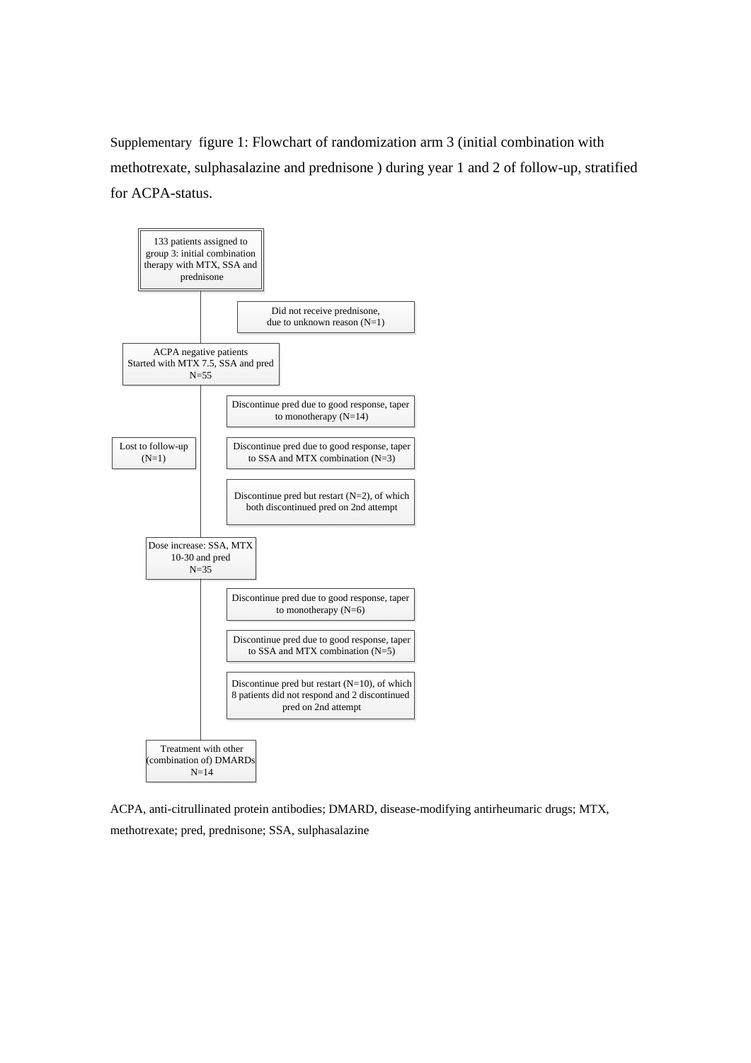Supplementary figure 1: Flowchart of randomization arm 3 (initial combination with methotrexate, sulphasalazine and prednisone ) during year 1 and 2 of follow-up, stratified for ACPA-status.

133 patients assigned to group 3: initial combination therapy with MTX, SSA and prednisone

Did not receive prednisone, due to unknown reason (N=1)

ACPA negative patients
Started with MTX 7.5, SSA and pred
N=55

Discontinue pred due to good response, taper to monotherapy (N=14)

Lost to follow-up (N=1)

Discontinue pred due to good response, taper to SSA and MTX combination (N=3)

Discontinue pred but restart (N=2), of which both discontinued pred on 2nd attempt

Dose increase: SSA, MTX 10-30 and pred
N=35

Discontinue pred due to good response, taper to monotherapy (N=6)

Discontinue pred due to good response, taper to SSA and MTX combination (N=5)

Discontinue pred but restart (N=10), of which 8 patients did not respond and 2 discontinued pred on 2nd attempt

Treatment with other (combination of) DMARDs
N=14

ACPA, anti-citrullinated protein antibodies; DMARD, disease-modifying antirheumaric drugs; MTX, methotrexate; pred, prednisone; SSA, sulphasalazine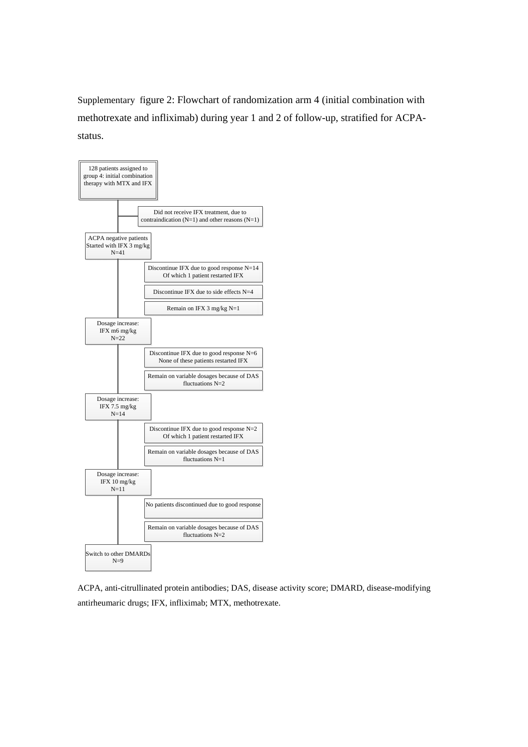Supplementary figure 2: Flowchart of randomization arm 4 (initial combination with methotrexate and infliximab) during year 1 and 2 of follow-up, stratified for ACPA-status.

128 patients assigned to group 4: initial combination therapy with MTX and IFX

Did not receive IFX treatment, due to contraindication (N=1) and other reasons (N=1)

ACPA negative patients Started with IFX 3 mg/kg N=41

Discontinue IFX due to good response N=14 Of which 1 patient restarted IFX

Discontinue IFX due to side effects N=4

Remain on IFX 3 mg/kg N=1

Dosage increase: IFX m6 mg/kg N=22

Discontinue IFX due to good response N=6 None of these patients restarted IFX

Remain on variable dosages because of DAS fluctuations N=2

Dosage increase: IFX 7.5 mg/kg N=14

Discontinue IFX due to good response N=2 Of which 1 patient restarted IFX

Remain on variable dosages because of DAS fluctuations N=1

Dosage increase: IFX 10 mg/kg N=11

No patients discontinued due to good response

Remain on variable dosages because of DAS fluctuations N=2

Switch to other DMARDs N=9

ACPA, anti-citrullinated protein antibodies; DAS, disease activity score; DMARD, disease-modifying antirheumaric drugs; IFX, infliximab; MTX, methotrexate.